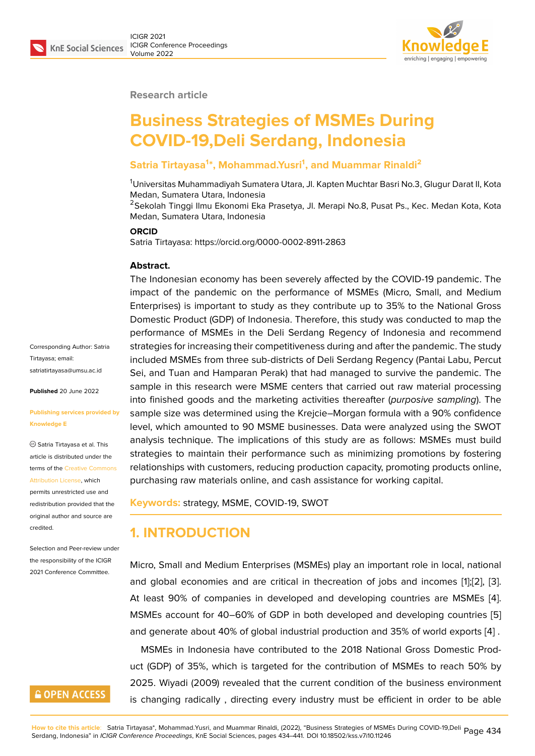Research article

# Business Strategies of MSMEs During COVID-19,Deli Serdang, Indonesia

**Satria Tirtayasa[1]*, Mohammad.Yusri[1], and Muammar Rinaldi[2]**

[1]Universitas Muhammadiyah Sumatera Utara, Jl. Kapten Muchtar Basri No.3, Glugur Darat II, Kota Medan, Sumatera Utara, Indonesia
[2]Sekolah Tinggi Ilmu Ekonomi Eka Prasetya, Jl. Merapi No.8, Pusat Ps., Kec. Medan Kota, Kota Medan, Sumatera Utara, Indonesia

**ORCID**
Satria Tirtayasa: https://orcid.org/0000-0002-8911-2863

Corresponding Author: Satria Tirtayasa; email: satriatirtayasa@umsu.ac.id

**Published** 20 June 2022

**Publishing services provided by Knowledge E**

© Satria Tirtayasa et al. This article is distributed under the terms of the Creative Commons Attribution License, which permits unrestricted use and redistribution provided that the original author and source are credited.

Selection and Peer-review under the responsibility of the ICIGR 2021 Conference Committee.

**Abstract.**
The Indonesian economy has been severely affected by the COVID-19 pandemic. The impact of the pandemic on the performance of MSMEs (Micro, Small, and Medium Enterprises) is important to study as they contribute up to 35% to the National Gross Domestic Product (GDP) of Indonesia. Therefore, this study was conducted to map the performance of MSMEs in the Deli Serdang Regency of Indonesia and recommend strategies for increasing their competitiveness during and after the pandemic. The study included MSMEs from three sub-districts of Deli Serdang Regency (Pantai Labu, Percut Sei, and Tuan and Hamparan Perak) that had managed to survive the pandemic. The sample in this research were MSME centers that carried out raw material processing into finished goods and the marketing activities thereafter (*purposive sampling*). The sample size was determined using the Krejcie–Morgan formula with a 90% confidence level, which amounted to 90 MSME businesses. Data were analyzed using the SWOT analysis technique. The implications of this study are as follows: MSMEs must build strategies to maintain their performance such as minimizing promotions by fostering relationships with customers, reducing production capacity, promoting products online, purchasing raw materials online, and cash assistance for working capital.

**Keywords:** strategy, MSME, COVID-19, SWOT

## 1. INTRODUCTION

Micro, Small and Medium Enterprises (MSMEs) play an important role in local, national and global economies and are critical in thecreation of jobs and incomes [1];[2], [3]. At least 90% of companies in developed and developing countries are MSMEs [4]. MSMEs account for 40–60% of GDP in both developed and developing countries [5] and generate about 40% of global industrial production and 35% of world exports [4] .

MSMEs in Indonesia have contributed to the 2018 National Gross Domestic Product (GDP) of 35%, which is targeted for the contribution of MSMEs to reach 50% by 2025. Wiyadi (2009) revealed that the current condition of the business environment is changing radically , directing every industry must be efficient in order to be able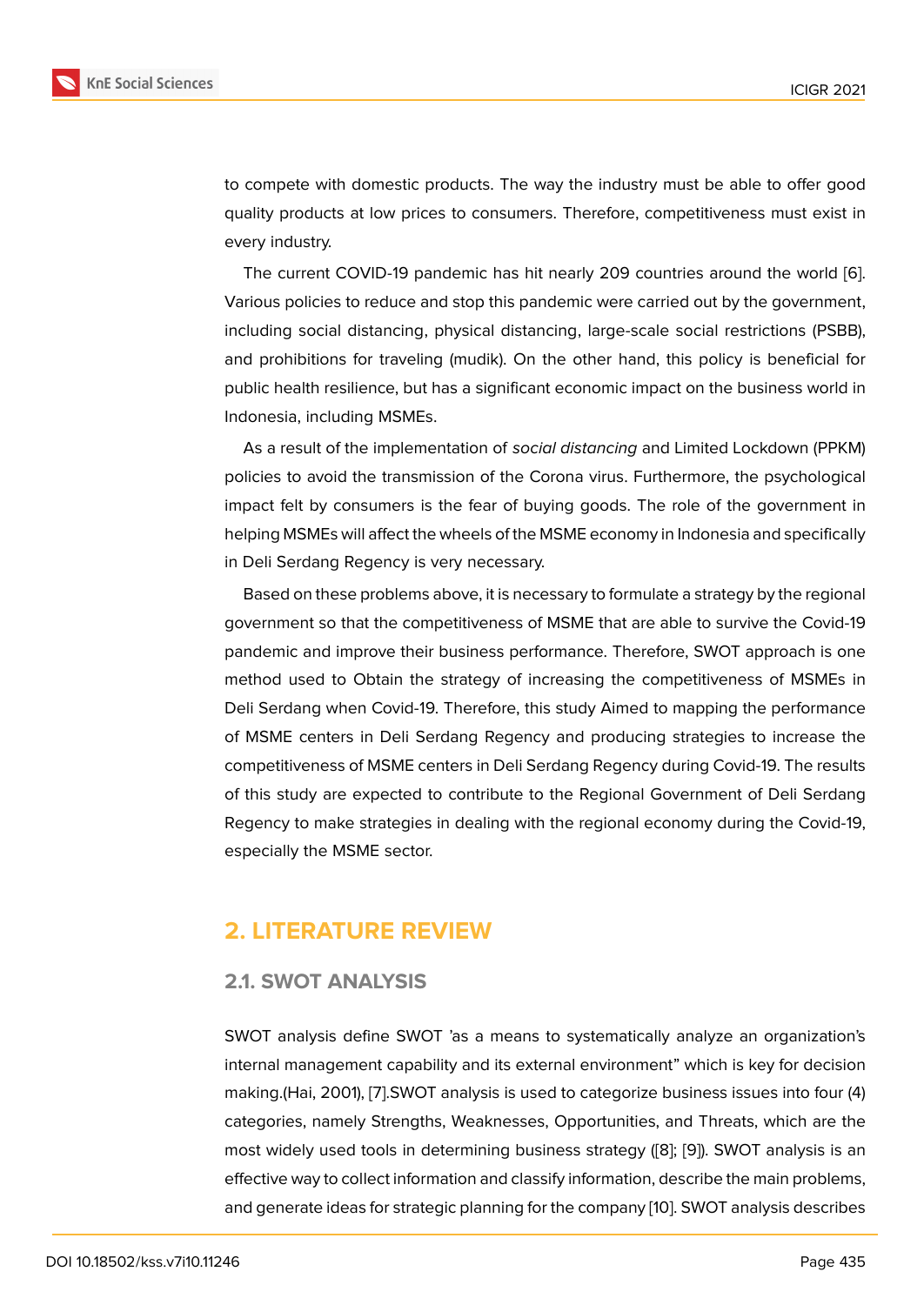to compete with domestic products. The way the industry must be able to offer good quality products at low prices to consumers. Therefore, competitiveness must exist in every industry.

The current COVID-19 pandemic has hit nearly 209 countries around the world [6]. Various policies to reduce and stop this pandemic were carried out by the government, including social distancing, physical distancing, large-scale social restrictions (PSBB), and prohibitions for traveling (mudik). On the other hand, this policy is beneficial for public health resilience, but has a significant economic impact on the business world in Indonesia, including MSMEs.

As a result of the implementation of *social distancing* and Limited Lockdown (PPKM) policies to avoid the transmission of the Corona virus. Furthermore, the psychological impact felt by consumers is the fear of buying goods. The role of the government in helping MSMEs will affect the wheels of the MSME economy in Indonesia and specifically in Deli Serdang Regency is very necessary.

Based on these problems above, it is necessary to formulate a strategy by the regional government so that the competitiveness of MSME that are able to survive the Covid-19 pandemic and improve their business performance. Therefore, SWOT approach is one method used to Obtain the strategy of increasing the competitiveness of MSMEs in Deli Serdang when Covid-19. Therefore, this study Aimed to mapping the performance of MSME centers in Deli Serdang Regency and producing strategies to increase the competitiveness of MSME centers in Deli Serdang Regency during Covid-19. The results of this study are expected to contribute to the Regional Government of Deli Serdang Regency to make strategies in dealing with the regional economy during the Covid-19, especially the MSME sector.

## 2. LITERATURE REVIEW

### 2.1. SWOT ANALYSIS

SWOT analysis define SWOT 'as a means to systematically analyze an organization's internal management capability and its external environment" which is key for decision making.(Hai, 2001), [7].SWOT analysis is used to categorize business issues into four (4) categories, namely Strengths, Weaknesses, Opportunities, and Threats, which are the most widely used tools in determining business strategy ([8]; [9]). SWOT analysis is an effective way to collect information and classify information, describe the main problems, and generate ideas for strategic planning for the company [10]. SWOT analysis describes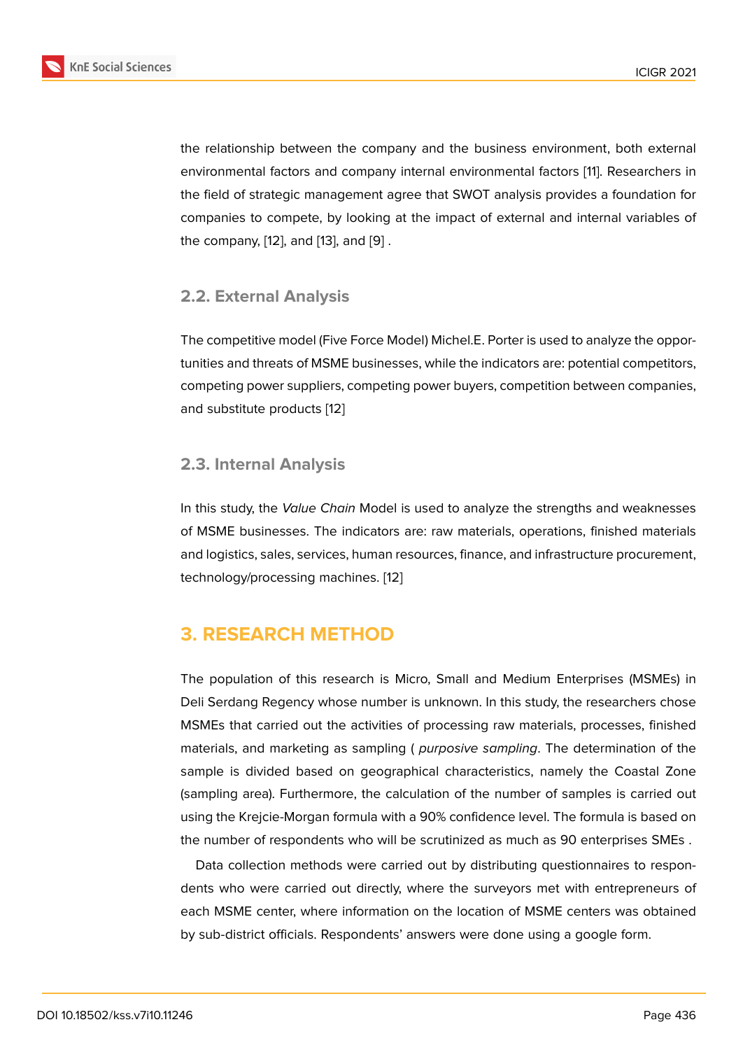the relationship between the company and the business environment, both external environmental factors and company internal environmental factors [11]. Researchers in the field of strategic management agree that SWOT analysis provides a foundation for companies to compete, by looking at the impact of external and internal variables of the company, [12], and [13], and [9] .

### 2.2. External Analysis

The competitive model (Five Force Model) Michel.E. Porter is used to analyze the opportunities and threats of MSME businesses, while the indicators are: potential competitors, competing power suppliers, competing power buyers, competition between companies, and substitute products [12]

### 2.3. Internal Analysis

In this study, the *Value Chain* Model is used to analyze the strengths and weaknesses of MSME businesses. The indicators are: raw materials, operations, finished materials and logistics, sales, services, human resources, finance, and infrastructure procurement, technology/processing machines. [12]

## 3. RESEARCH METHOD

The population of this research is Micro, Small and Medium Enterprises (MSMEs) in Deli Serdang Regency whose number is unknown. In this study, the researchers chose MSMEs that carried out the activities of processing raw materials, processes, finished materials, and marketing as sampling ( *purposive sampling*. The determination of the sample is divided based on geographical characteristics, namely the Coastal Zone (sampling area). Furthermore, the calculation of the number of samples is carried out using the Krejcie-Morgan formula with a 90% confidence level. The formula is based on the number of respondents who will be scrutinized as much as 90 enterprises SMEs .

Data collection methods were carried out by distributing questionnaires to respondents who were carried out directly, where the surveyors met with entrepreneurs of each MSME center, where information on the location of MSME centers was obtained by sub-district officials. Respondents' answers were done using a google form.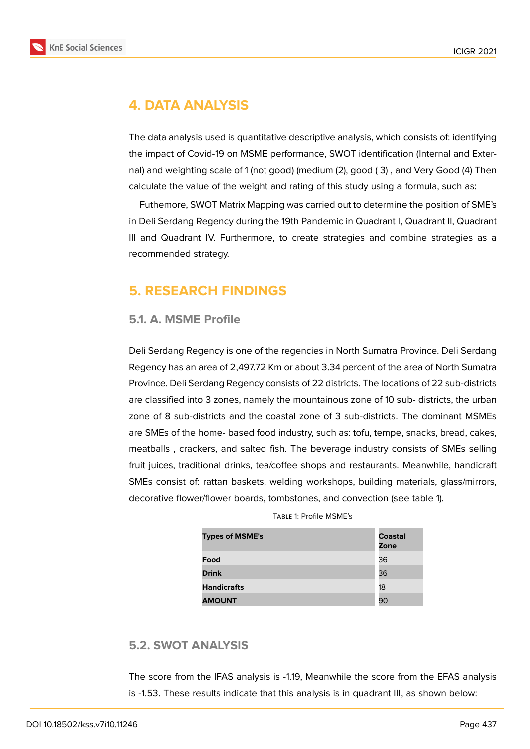# 4. DATA ANALYSIS

The data analysis used is quantitative descriptive analysis, which consists of: identifying the impact of Covid-19 on MSME performance, SWOT identification (Internal and External) and weighting scale of 1 (not good) (medium (2), good ( 3) , and Very Good (4) Then calculate the value of the weight and rating of this study using a formula, such as:

Futhemore, SWOT Matrix Mapping was carried out to determine the position of SME's in Deli Serdang Regency during the 19th Pandemic in Quadrant I, Quadrant II, Quadrant III and Quadrant IV. Furthermore, to create strategies and combine strategies as a recommended strategy.

# 5. RESEARCH FINDINGS

## 5.1. A. MSME Profile

Deli Serdang Regency is one of the regencies in North Sumatra Province. Deli Serdang Regency has an area of 2,497.72 Km or about 3.34 percent of the area of North Sumatra Province. Deli Serdang Regency consists of 22 districts. The locations of 22 sub-districts are classified into 3 zones, namely the mountainous zone of 10 sub- districts, the urban zone of 8 sub-districts and the coastal zone of 3 sub-districts. The dominant MSMEs are SMEs of the home- based food industry, such as: tofu, tempe, snacks, bread, cakes, meatballs , crackers, and salted fish. The beverage industry consists of SMEs selling fruit juices, traditional drinks, tea/coffee shops and restaurants. Meanwhile, handicraft SMEs consist of: rattan baskets, welding workshops, building materials, glass/mirrors, decorative flower/flower boards, tombstones, and convection (see table 1).

Table 1: Profile MSME's

| Types of MSME's | Coastal Zone |
|---|---|
| **Food** | 36 |
| **Drink** | 36 |
| **Handicrafts** | 18 |
| **AMOUNT** | 90 |

## 5.2. SWOT ANALYSIS

The score from the IFAS analysis is -1.19, Meanwhile the score from the EFAS analysis is -1.53. These results indicate that this analysis is in quadrant III, as shown below: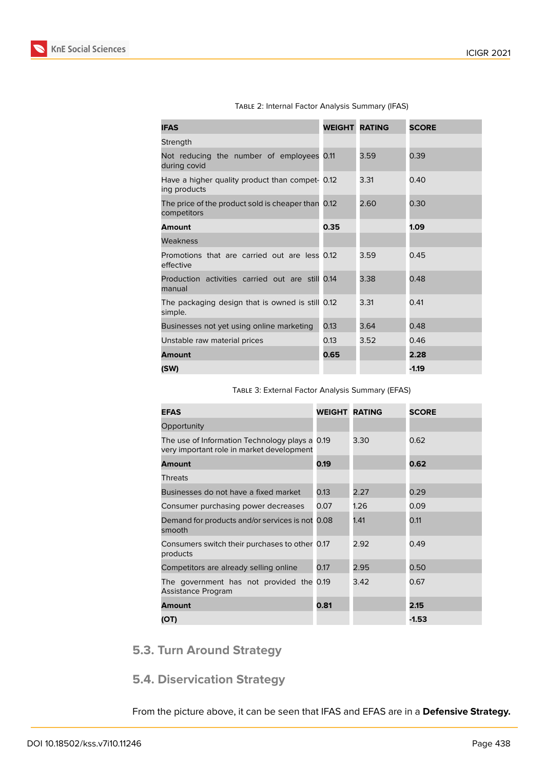Table 2: Internal Factor Analysis Summary (IFAS)

| IFAS | WEIGHT | RATING | SCORE |
|---|---|---|---|
| Strength | | | |
| Not reducing the number of employees during covid | 0.11 | 3.59 | 0.39 |
| Have a higher quality product than competing products | 0.12 | 3.31 | 0.40 |
| The price of the product sold is cheaper than competitors | 0.12 | 2.60 | 0.30 |
| **Amount** | **0.35** | | **1.09** |
| Weakness | | | |
| Promotions that are carried out are less effective | 0.12 | 3.59 | 0.45 |
| Production activities carried out are still manual | 0.14 | 3.38 | 0.48 |
| The packaging design that is owned is still simple. | 0.12 | 3.31 | 0.41 |
| Businesses not yet using online marketing | 0.13 | 3.64 | 0.48 |
| Unstable raw material prices | 0.13 | 3.52 | 0.46 |
| **Amount** | **0.65** | | **2.28** |
| **(SW)** | | | **-1.19** |

Table 3: External Factor Analysis Summary (EFAS)

| EFAS | WEIGHT | RATING | SCORE |
|---|---|---|---|
| Opportunity | | | |
| The use of Information Technology plays a very important role in market development | 0.19 | 3.30 | 0.62 |
| **Amount** | **0.19** | | **0.62** |
| Threats | | | |
| Businesses do not have a fixed market | 0.13 | 2.27 | 0.29 |
| Consumer purchasing power decreases | 0.07 | 1.26 | 0.09 |
| Demand for products and/or services is not smooth | 0.08 | 1.41 | 0.11 |
| Consumers switch their purchases to other products | 0.17 | 2.92 | 0.49 |
| Competitors are already selling online | 0.17 | 2.95 | 0.50 |
| The government has not provided the Assistance Program | 0.19 | 3.42 | 0.67 |
| **Amount** | **0.81** | | **2.15** |
| **(OT)** | | | **-1.53** |

### 5.3. Turn Around Strategy

### 5.4. Diservication Strategy

From the picture above, it can be seen that IFAS and EFAS are in a **Defensive Strategy.**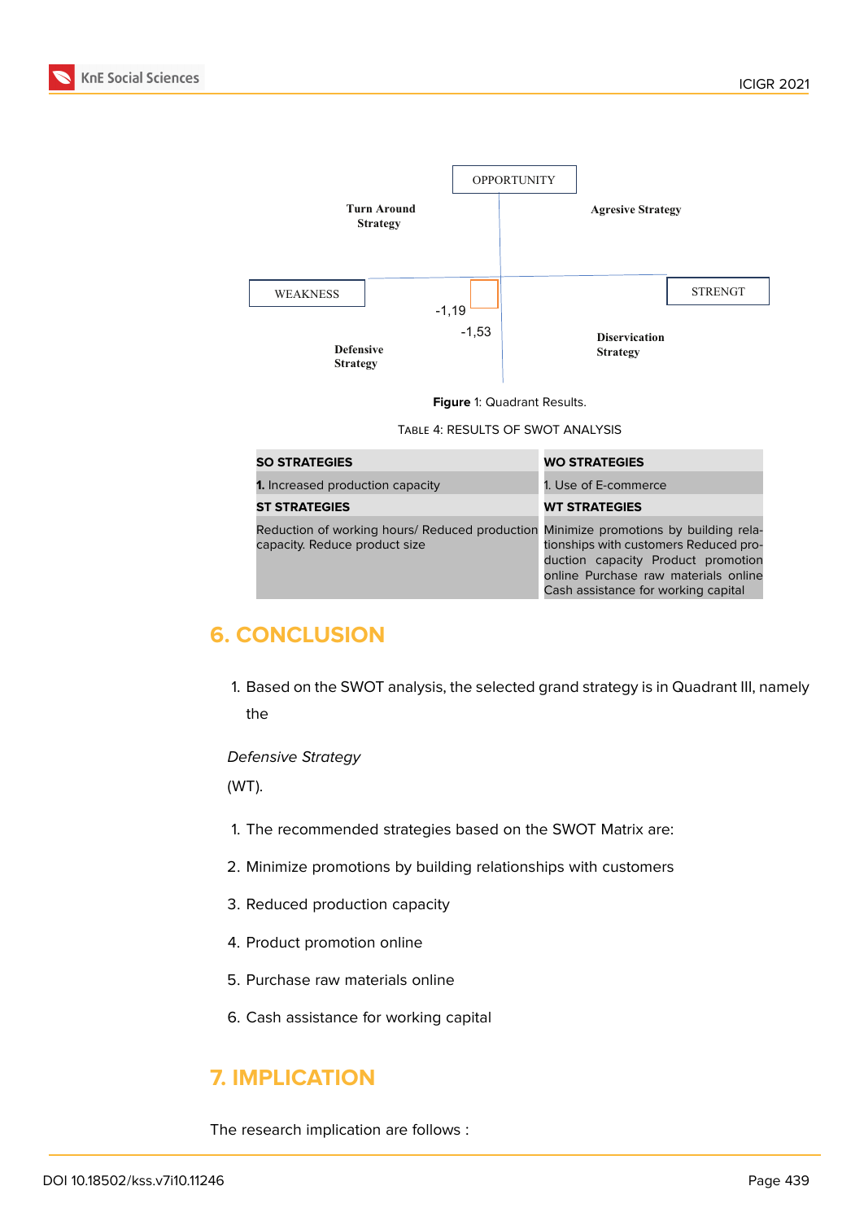OPPORTUNITY

Turn Around Strategy

Agresive Strategy

WEAKNESS

STRENGT

-1,19

-1,53

Defensive Strategy

Diervication Strategy

**Figure** 1: Quadrant Results.

Table 4: Results of SWOT Analysis

| SO STRATEGIES | WO STRATEGIES |
|---|---|
| **1.** Increased production capacity | 1. Use of E-commerce |
| **ST STRATEGIES** | **WT STRATEGIES** |
| Reduction of working hours/ Reduced production capacity. Reduce product size | Minimize promotions by building relationships with customers Reduced production capacity Product promotion online Purchase raw materials online Cash assistance for working capital |

## 6. CONCLUSION

1. Based on the SWOT analysis, the selected grand strategy is in Quadrant III, namely the

*Defensive Strategy*

(WT).

1. The recommended strategies based on the SWOT Matrix are:
2. Minimize promotions by building relationships with customers
3. Reduced production capacity
4. Product promotion online
5. Purchase raw materials online
6. Cash assistance for working capital

## 7. IMPLICATION

The research implication are follows :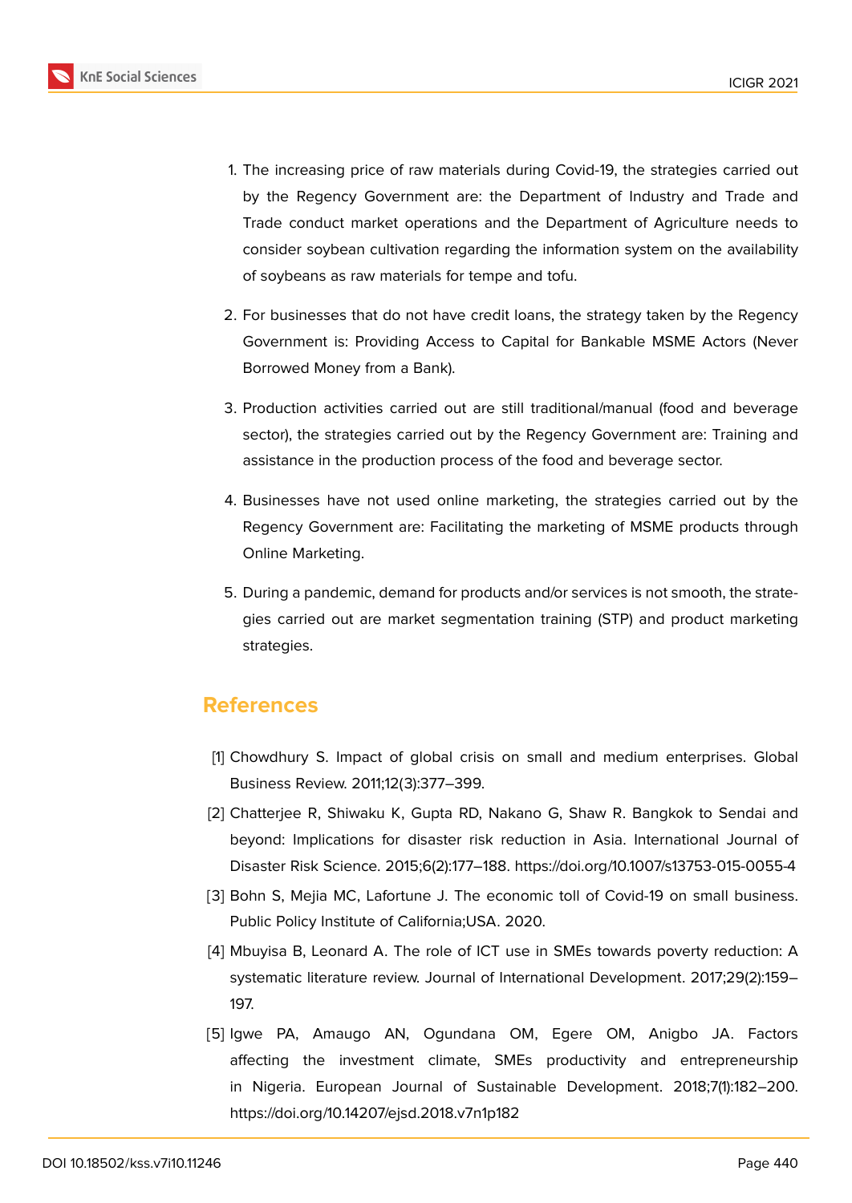1. The increasing price of raw materials during Covid-19, the strategies carried out by the Regency Government are: the Department of Industry and Trade and Trade conduct market operations and the Department of Agriculture needs to consider soybean cultivation regarding the information system on the availability of soybeans as raw materials for tempe and tofu.

2. For businesses that do not have credit loans, the strategy taken by the Regency Government is: Providing Access to Capital for Bankable MSME Actors (Never Borrowed Money from a Bank).

3. Production activities carried out are still traditional/manual (food and beverage sector), the strategies carried out by the Regency Government are: Training and assistance in the production process of the food and beverage sector.

4. Businesses have not used online marketing, the strategies carried out by the Regency Government are: Facilitating the marketing of MSME products through Online Marketing.

5. During a pandemic, demand for products and/or services is not smooth, the strategies carried out are market segmentation training (STP) and product marketing strategies.

## References

[1] Chowdhury S. Impact of global crisis on small and medium enterprises. Global Business Review. 2011;12(3):377–399.

[2] Chatterjee R, Shiwaku K, Gupta RD, Nakano G, Shaw R. Bangkok to Sendai and beyond: Implications for disaster risk reduction in Asia. International Journal of Disaster Risk Science. 2015;6(2):177–188. https://doi.org/10.1007/s13753-015-0055-4

[3] Bohn S, Mejia MC, Lafortune J. The economic toll of Covid-19 on small business. Public Policy Institute of California;USA. 2020.

[4] Mbuyisa B, Leonard A. The role of ICT use in SMEs towards poverty reduction: A systematic literature review. Journal of International Development. 2017;29(2):159–197.

[5] Igwe PA, Amaugo AN, Ogundana OM, Egere OM, Anigbo JA. Factors affecting the investment climate, SMEs productivity and entrepreneurship in Nigeria. European Journal of Sustainable Development. 2018;7(1):182–200. https://doi.org/10.14207/ejsd.2018.v7n1p182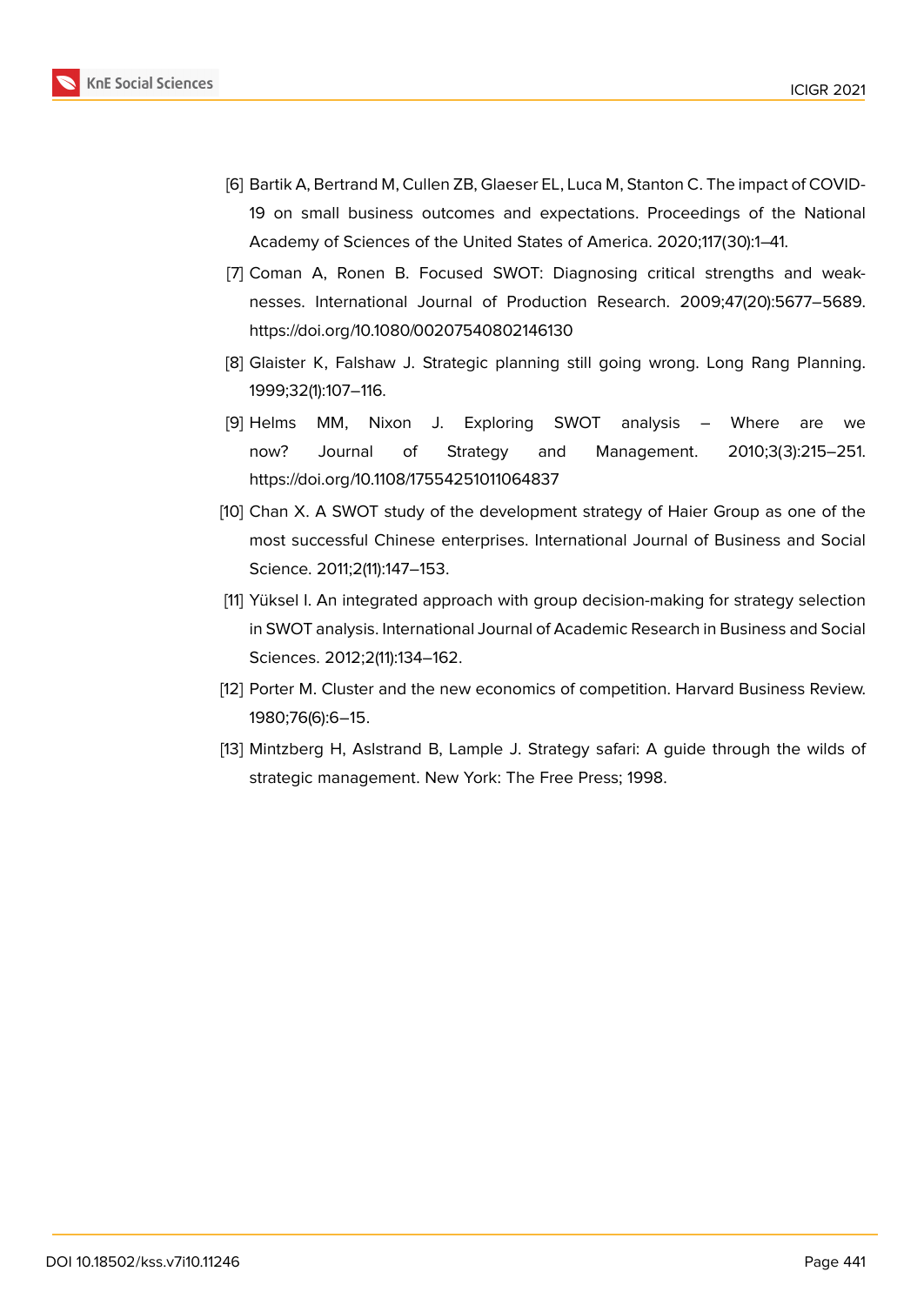[6] Bartik A, Bertrand M, Cullen ZB, Glaeser EL, Luca M, Stanton C. The impact of COVID-19 on small business outcomes and expectations. Proceedings of the National Academy of Sciences of the United States of America. 2020;117(30):1–41.

[7] Coman A, Ronen B. Focused SWOT: Diagnosing critical strengths and weaknesses. International Journal of Production Research. 2009;47(20):5677–5689. https://doi.org/10.1080/00207540802146130

[8] Glaister K, Falshaw J. Strategic planning still going wrong. Long Rang Planning. 1999;32(1):107–116.

[9] Helms MM, Nixon J. Exploring SWOT analysis – Where are we now? Journal of Strategy and Management. 2010;3(3):215–251. https://doi.org/10.1108/17554251011064837

[10] Chan X. A SWOT study of the development strategy of Haier Group as one of the most successful Chinese enterprises. International Journal of Business and Social Science. 2011;2(11):147–153.

[11] Yüksel I. An integrated approach with group decision-making for strategy selection in SWOT analysis. International Journal of Academic Research in Business and Social Sciences. 2012;2(11):134–162.

[12] Porter M. Cluster and the new economics of competition. Harvard Business Review. 1980;76(6):6–15.

[13] Mintzberg H, Aslstrand B, Lample J. Strategy safari: A guide through the wilds of strategic management. New York: The Free Press; 1998.